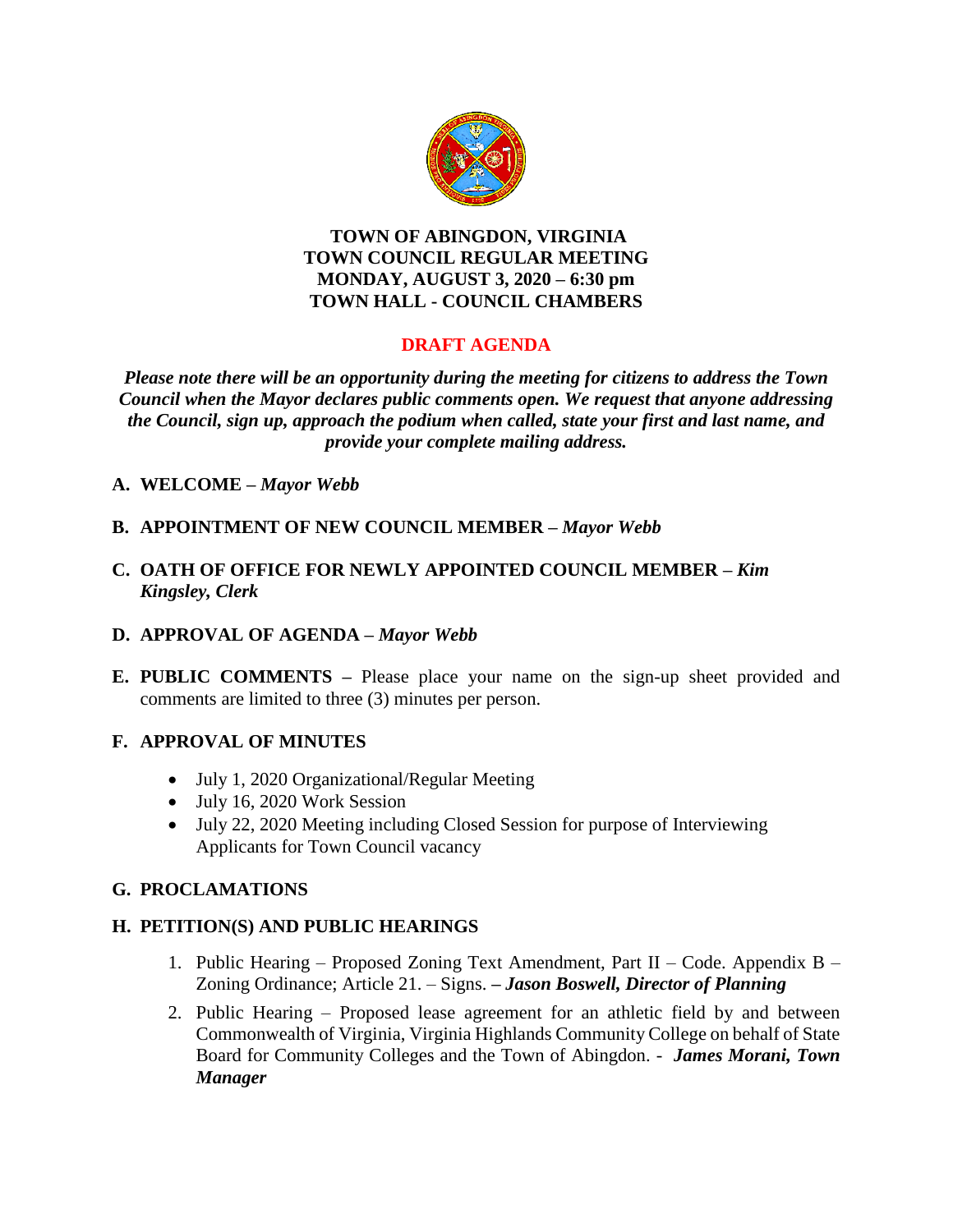# TOWN OF ABINGDON, VIRGINIA
## TOWN COUNCIL REGULAR MEETING
## MONDAY, AUGUST 3, 2020 – 6:30 pm
## TOWN HALL - COUNCIL CHAMBERS

## DRAFT AGENDA

***Please note there will be an opportunity during the meeting for citizens to address the Town Council when the Mayor declares public comments open. We request that anyone addressing the Council, sign up, approach the podium when called, state your first and last name, and provide your complete mailing address.***

**A. WELCOME –** ***Mayor Webb***

**B. APPOINTMENT OF NEW COUNCIL MEMBER –** ***Mayor Webb***

**C. OATH OF OFFICE FOR NEWLY APPOINTED COUNCIL MEMBER –** ***Kim Kingsley, Clerk***

**D. APPROVAL OF AGENDA –** ***Mayor Webb***

**E. PUBLIC COMMENTS –** Please place your name on the sign-up sheet provided and comments are limited to three (3) minutes per person.

**F. APPROVAL OF MINUTES**

- July 1, 2020 Organizational/Regular Meeting
- July 16, 2020 Work Session
- July 22, 2020 Meeting including Closed Session for purpose of Interviewing Applicants for Town Council vacancy

**G. PROCLAMATIONS**

**H. PETITION(S) AND PUBLIC HEARINGS**

1. Public Hearing – Proposed Zoning Text Amendment, Part II – Code. Appendix B – Zoning Ordinance; Article 21. – Signs. **–** ***Jason Boswell, Director of Planning***
2. Public Hearing – Proposed lease agreement for an athletic field by and between Commonwealth of Virginia, Virginia Highlands Community College on behalf of State Board for Community Colleges and the Town of Abingdon. - ***James Morani, Town Manager***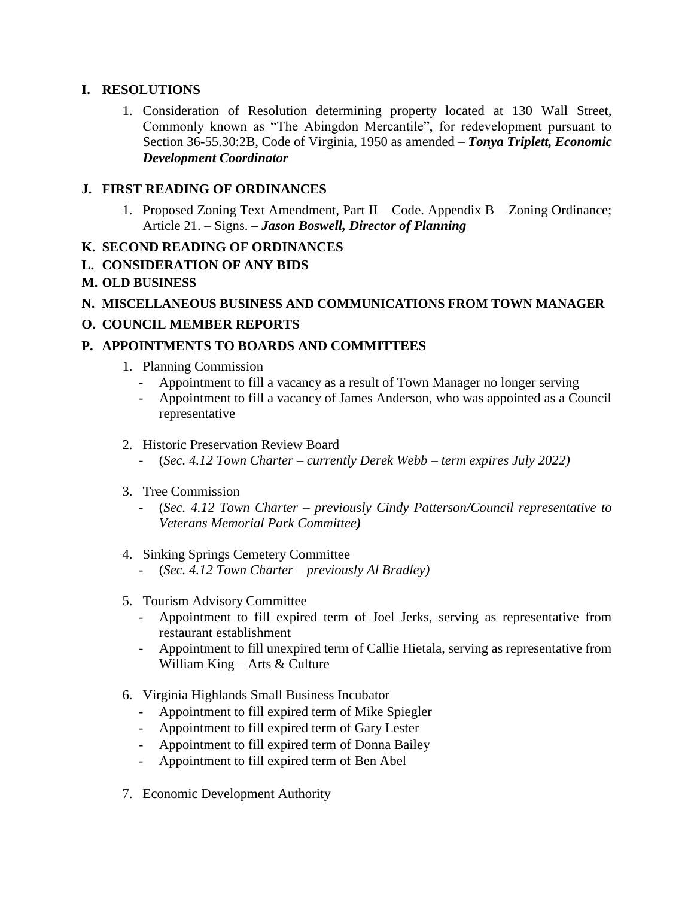## I. RESOLUTIONS

1. Consideration of Resolution determining property located at 130 Wall Street, Commonly known as "The Abingdon Mercantile", for redevelopment pursuant to Section 36-55.30:2B, Code of Virginia, 1950 as amended – ***Tonya Triplett, Economic Development Coordinator***

## J. FIRST READING OF ORDINANCES

1. Proposed Zoning Text Amendment, Part II – Code. Appendix B – Zoning Ordinance; Article 21. – Signs. **– *Jason Boswell, Director of Planning***

## K. SECOND READING OF ORDINANCES

## L. CONSIDERATION OF ANY BIDS

## M. OLD BUSINESS

## N. MISCELLANEOUS BUSINESS AND COMMUNICATIONS FROM TOWN MANAGER

## O. COUNCIL MEMBER REPORTS

## P. APPOINTMENTS TO BOARDS AND COMMITTEES

1. Planning Commission
   - Appointment to fill a vacancy as a result of Town Manager no longer serving
   - Appointment to fill a vacancy of James Anderson, who was appointed as a Council representative

2. Historic Preservation Review Board
   - (*Sec. 4.12 Town Charter – currently Derek Webb – term expires July 2022)*

3. Tree Commission
   - (*Sec. 4.12 Town Charter – previously Cindy Patterson/Council representative to Veterans Memorial Park Committee**)***

4. Sinking Springs Cemetery Committee
   - (*Sec. 4.12 Town Charter – previously Al Bradley)*

5. Tourism Advisory Committee
   - Appointment to fill expired term of Joel Jerks, serving as representative from restaurant establishment
   - Appointment to fill unexpired term of Callie Hietala, serving as representative from William King – Arts & Culture

6. Virginia Highlands Small Business Incubator
   - Appointment to fill expired term of Mike Spiegler
   - Appointment to fill expired term of Gary Lester
   - Appointment to fill expired term of Donna Bailey
   - Appointment to fill expired term of Ben Abel

7. Economic Development Authority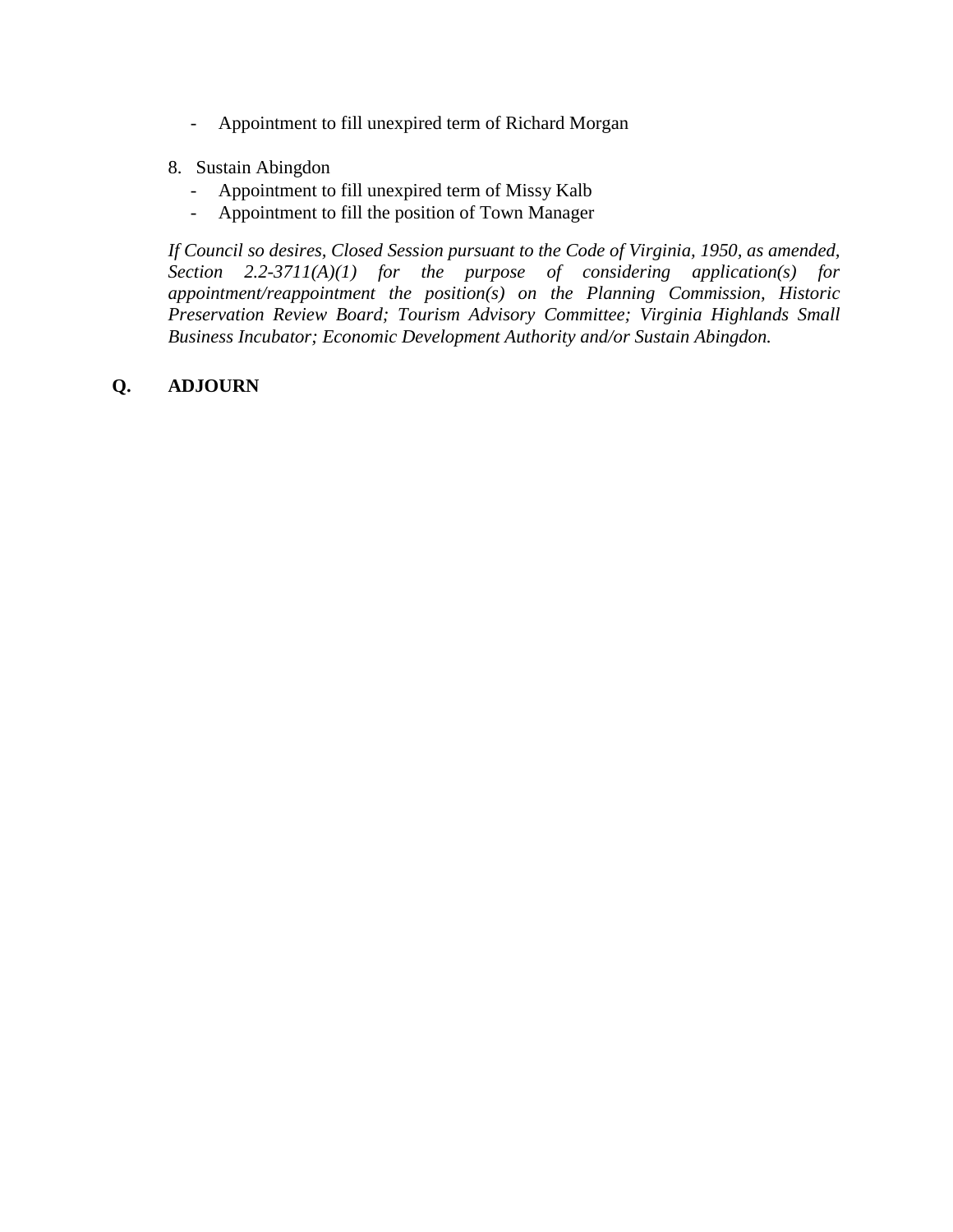- Appointment to fill unexpired term of Richard Morgan

8. Sustain Abingdon
   - Appointment to fill unexpired term of Missy Kalb
   - Appointment to fill the position of Town Manager

*If Council so desires, Closed Session pursuant to the Code of Virginia, 1950, as amended, Section 2.2-3711(A)(1) for the purpose of considering application(s) for appointment/reappointment the position(s) on the Planning Commission, Historic Preservation Review Board; Tourism Advisory Committee; Virginia Highlands Small Business Incubator; Economic Development Authority and/or Sustain Abingdon.*

**Q. ADJOURN**